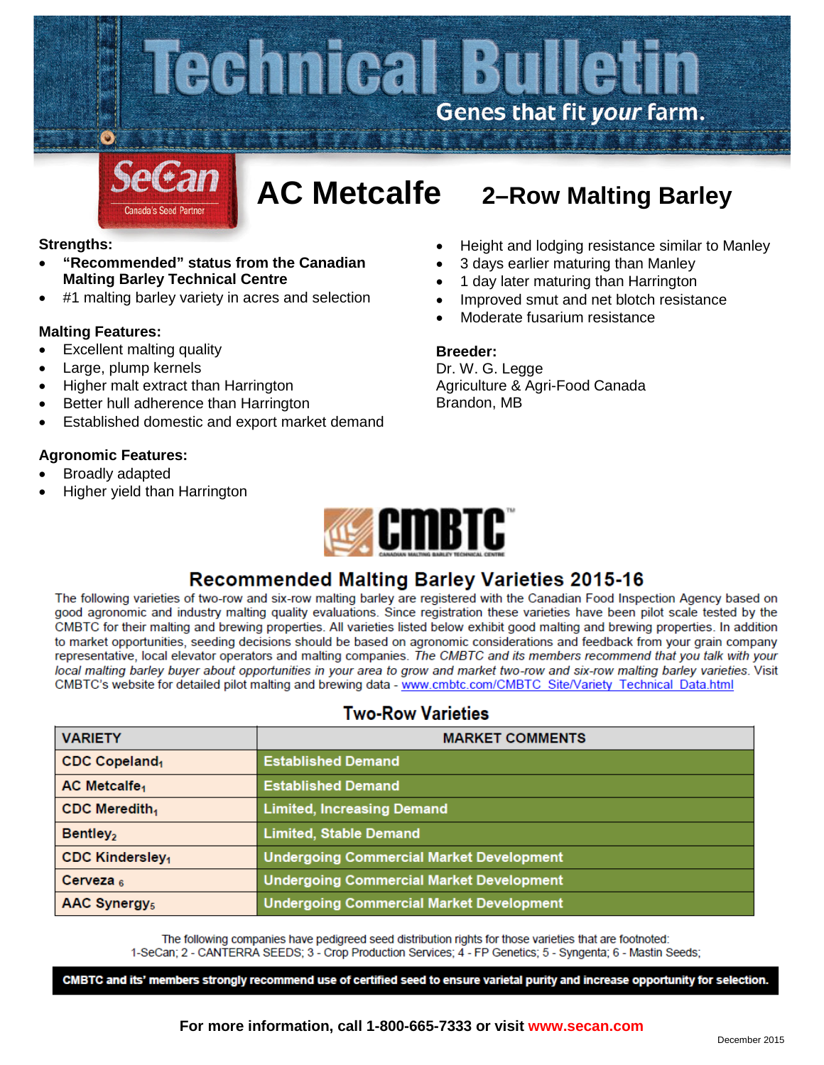# Technical Bulletin

Genes that fit *your* farm.

SeCan — Canada's Seed Partner

# AC Metcalfe — 2–Row Malting Barley

**Strengths:**

- **"Recommended" status from the Canadian Malting Barley Technical Centre**
- #1 malting barley variety in acres and selection

**Malting Features:**

- Excellent malting quality
- Large, plump kernels
- Higher malt extract than Harrington
- Better hull adherence than Harrington
- Established domestic and export market demand

**Agronomic Features:**

- Broadly adapted
- Higher yield than Harrington
- Height and lodging resistance similar to Manley
- 3 days earlier maturing than Manley
- 1 day later maturing than Harrington
- Improved smut and net blotch resistance
- Moderate fusarium resistance

**Breeder:**

Dr. W. G. Legge
Agriculture & Agri-Food Canada
Brandon, MB

CMBTC — Canadian Malting Barley Technical Centre

## Recommended Malting Barley Varieties 2015-16

The following varieties of two-row and six-row malting barley are registered with the Canadian Food Inspection Agency based on good agronomic and industry malting quality evaluations. Since registration these varieties have been pilot scale tested by the CMBTC for their malting and brewing properties. All varieties listed below exhibit good malting and brewing properties. In addition to market opportunities, seeding decisions should be based on agronomic considerations and feedback from your grain company representative, local elevator operators and malting companies. *The CMBTC and its members recommend that you talk with your local malting barley buyer about opportunities in your area to grow and market two-row and six-row malting barley varieties.* Visit CMBTC's website for detailed pilot malting and brewing data - www.cmbtc.com/CMBTC_Site/Variety_Technical_Data.html

### Two-Row Varieties

| VARIETY | MARKET COMMENTS |
|---|---|
| CDC Copeland[1] | Established Demand |
| AC Metcalfe[1] | Established Demand |
| CDC Meredith[1] | Limited, Increasing Demand |
| Bentley[2] | Limited, Stable Demand |
| CDC Kindersley[1] | Undergoing Commercial Market Development |
| Cerveza[6] | Undergoing Commercial Market Development |
| AAC Synergy[5] | Undergoing Commercial Market Development |

The following companies have pedigreed seed distribution rights for those varieties that are footnoted:
1-SeCan; 2 - CANTERRA SEEDS; 3 - Crop Production Services; 4 - FP Genetics; 5 - Syngenta; 6 - Mastin Seeds;

**CMBTC and its' members strongly recommend use of certified seed to ensure varietal purity and increase opportunity for selection.**

**For more information, call 1-800-665-7333 or visit www.secan.com**

December 2015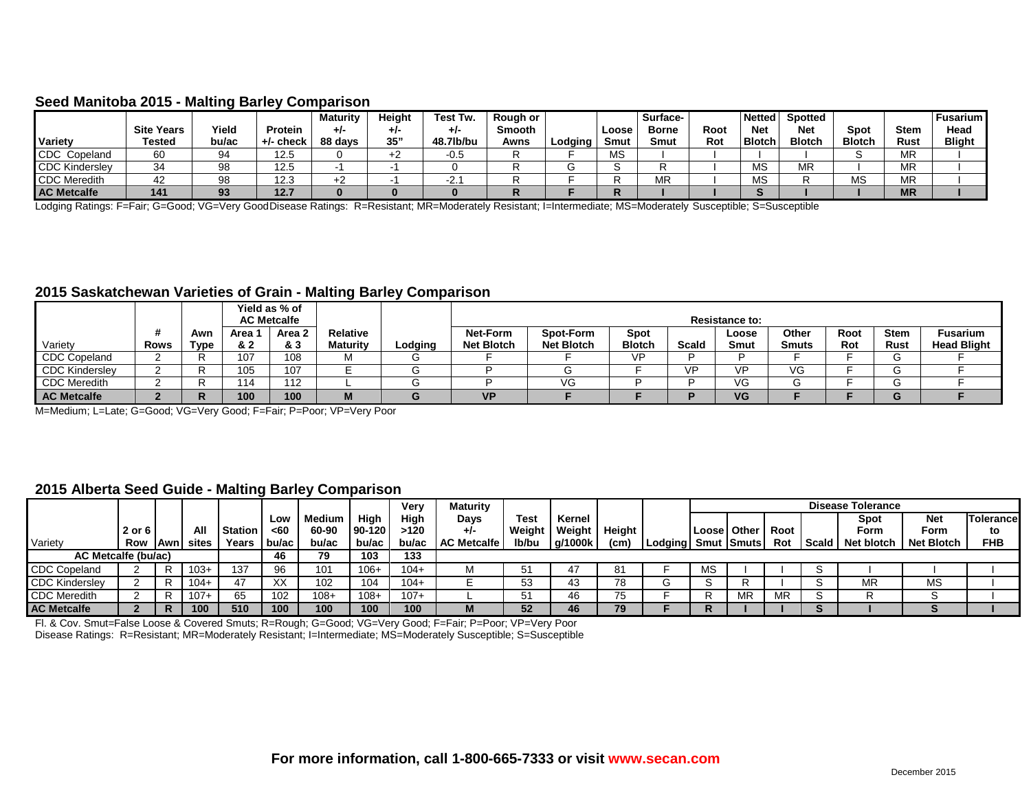## Seed Manitoba 2015 - Malting Barley Comparison

| Variety | Site Years Tested | Yield bu/ac | Protein +/- check | Maturity +/- 88 days | Height +/- 35" | Test Tw. +/- 48.7lb/bu | Rough or Smooth Awns | Lodging | Loose Smut | Surface-Borne Smut | Root Rot | Netted Net Blotch | Spotted Net Blotch | Spot Blotch | Stem Rust | Fusarium Head Blight |
|---|---|---|---|---|---|---|---|---|---|---|---|---|---|---|---|---|
| CDC Copeland | 60 | 94 | 12.5 | 0 | +2 | -0.5 | R | F | MS | I | I | I | I | S | MR | I |
| CDC Kindersley | 34 | 98 | 12.5 | -1 | -1 | 0 | R | G | S | R | I | MS | MR | I | MR | I |
| CDC Meredith | 42 | 98 | 12.3 | +2 | -1 | -2.1 | R | F | R | MR | I | MS | R | MS | MR | I |
| **AC Metcalfe** | **141** | **93** | **12.7** | **0** | **0** | **0** | **R** | **F** | **R** | **I** | **I** | **S** | **I** | **I** | **MR** | **I** |

Lodging Ratings: F=Fair; G=Good; VG=Very Good Disease Ratings: R=Resistant; MR=Moderately Resistant; I=Intermediate; MS=Moderately Susceptible; S=Susceptible

## 2015 Saskatchewan Varieties of Grain - Malting Barley Comparison

| Variety | # Rows | Awn Type | Yield as % of AC Metcalfe: Area 1 & 2 | Yield as % of AC Metcalfe: Area 2 & 3 | Relative Maturity | Lodging | Resistance to: Net-Form Net Blotch | Spot-Form Net Blotch | Spot Blotch | Scald | Loose Smut | Other Smuts | Root Rot | Stem Rust | Fusarium Head Blight |
|---|---|---|---|---|---|---|---|---|---|---|---|---|---|---|---|
| CDC Copeland | 2 | R | 107 | 108 | M | G | F | F | VP | P | P | F | F | G | F |
| CDC Kindersley | 2 | R | 105 | 107 | E | G | P | G | F | VP | VP | VG | F | G | F |
| CDC Meredith | 2 | R | 114 | 112 | L | G | P | VG | P | P | VG | G | F | G | F |
| **AC Metcalfe** | **2** | **R** | **100** | **100** | **M** | **G** | **VP** | **F** | **F** | **P** | **VG** | **F** | **F** | **G** | **F** |

M=Medium; L=Late; G=Good; VG=Very Good; F=Fair; P=Poor; VP=Very Poor

## 2015 Alberta Seed Guide - Malting Barley Comparison

| Variety | 2 or 6 Row | Awn | All sites | Station Years | Low <60 bu/ac | Medium 60-90 bu/ac | High 90-120 bu/ac | Very High >120 bu/ac | Maturity Days +/- AC Metcalfe | Test Weight lb/bu | Kernel Weight g/1000k | Height (cm) | Lodging | Disease Tolerance: Loose Smut | Other Smuts | Root Rot | Scald | Spot Form Net blotch | Net Form Net Blotch | Tolerance to FHB |
|---|---|---|---|---|---|---|---|---|---|---|---|---|---|---|---|---|---|---|---|---|
| **AC Metcalfe (bu/ac)** | | | | | **46** | **79** | **103** | **133** | | | | | | | | | | | | |
| CDC Copeland | 2 | R | 103+ | 137 | 96 | 101 | 106+ | 104+ | M | 51 | 47 | 81 | F | MS | I | I | S | I | I | I |
| CDC Kindersley | 2 | R | 104+ | 47 | XX | 102 | 104 | 104+ | E | 53 | 43 | 78 | G | S | R | I | S | MR | MS | I |
| CDC Meredith | 2 | R | 107+ | 65 | 102 | 108+ | 108+ | 107+ | L | 51 | 46 | 75 | F | R | MR | MR | S | R | S | I |
| **AC Metcalfe** | **2** | **R** | **100** | **510** | **100** | **100** | **100** | **100** | **M** | **52** | **46** | **79** | **F** | **R** | **I** | **I** | **S** | **I** | **S** | **I** |

Fl. & Cov. Smut=False Loose & Covered Smuts; R=Rough; G=Good; VG=Very Good; F=Fair; P=Poor; VP=Very Poor
Disease Ratings: R=Resistant; MR=Moderately Resistant; I=Intermediate; MS=Moderately Susceptible; S=Susceptible

**For more information, call 1-800-665-7333 or visit www.secan.com**

December 2015